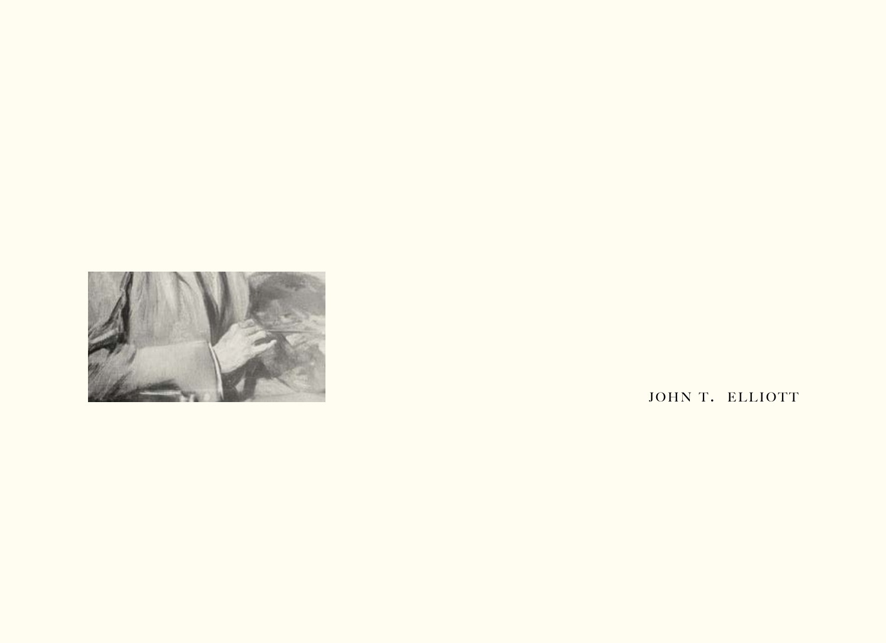JOHN T. ELLIOTT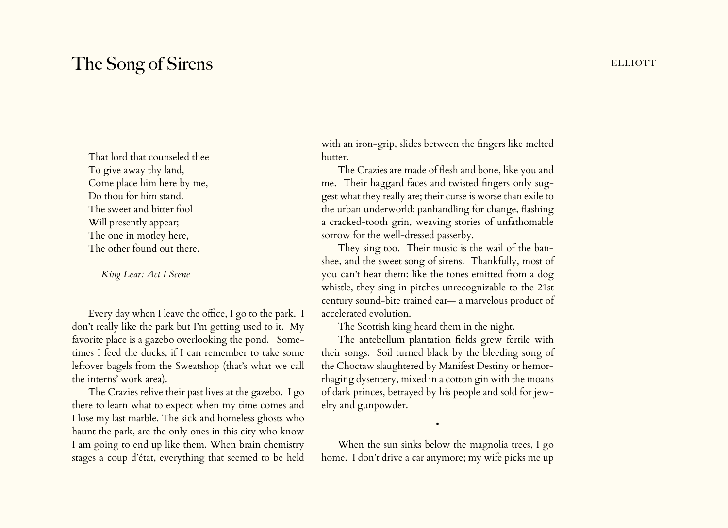# The Song of Sirens

That lord that counseled thee  
To give away thy land,  
Come place him here by me,  
Do thou for him stand.  
The sweet and bitter fool  
Will presently appear;  
The one in motley here,  
The other found out there.

*King Lear: Act I Scene*

Every day when I leave the office, I go to the park. I don't really like the park but I'm getting used to it. My favorite place is a gazebo overlooking the pond. Sometimes I feed the ducks, if I can remember to take some leftover bagels from the Sweatshop (that's what we call the interns' work area).

The Crazies relive their past lives at the gazebo. I go there to learn what to expect when my time comes and I lose my last marble. The sick and homeless ghosts who haunt the park, are the only ones in this city who know I am going to end up like them. When brain chemistry stages a coup d'état, everything that seemed to be held with an iron-grip, slides between the fingers like melted butter.

The Crazies are made of flesh and bone, like you and me. Their haggard faces and twisted fingers only suggest what they really are; their curse is worse than exile to the urban underworld: panhandling for change, flashing a cracked-tooth grin, weaving stories of unfathomable sorrow for the well-dressed passerby.

They sing too. Their music is the wail of the banshee, and the sweet song of sirens. Thankfully, most of you can't hear them: like the tones emitted from a dog whistle, they sing in pitches unrecognizable to the 21st century sound-bite trained ear— a marvelous product of accelerated evolution.

The Scottish king heard them in the night.

The antebellum plantation fields grew fertile with their songs. Soil turned black by the bleeding song of the Choctaw slaughtered by Manifest Destiny or hemorrhaging dysentery, mixed in a cotton gin with the moans of dark princes, betrayed by his people and sold for jewelry and gunpowder.

•

When the sun sinks below the magnolia trees, I go home. I don't drive a car anymore; my wife picks me up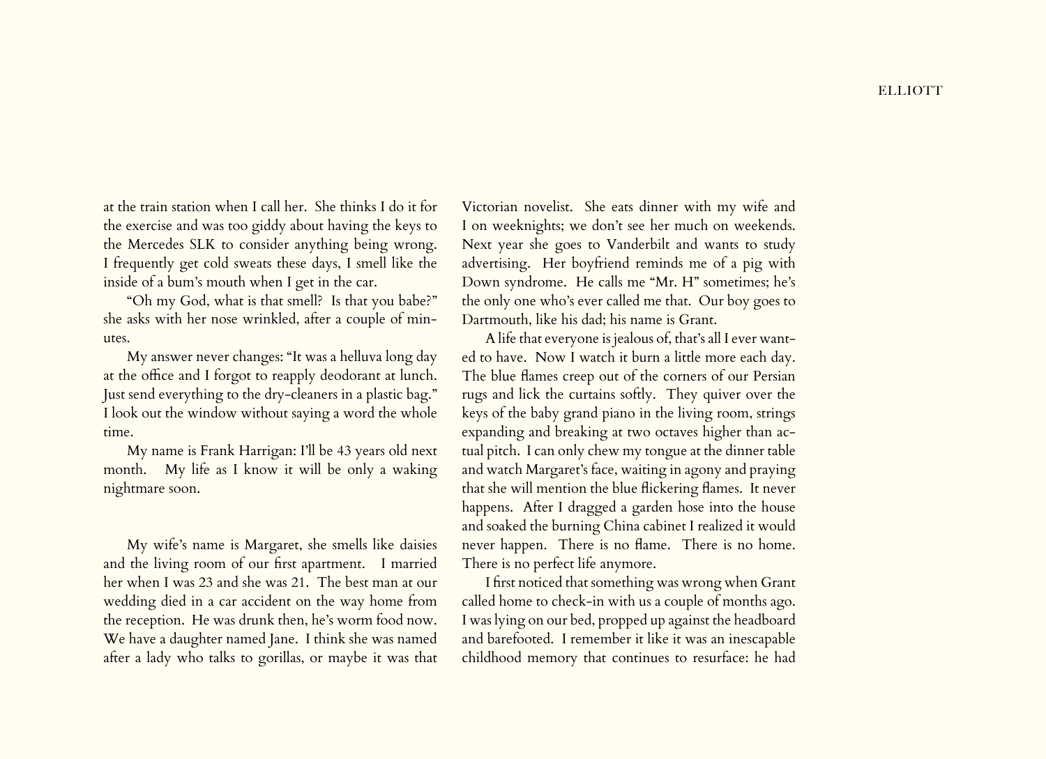at the train station when I call her. She thinks I do it for the exercise and was too giddy about having the keys to the Mercedes SLK to consider anything being wrong. I frequently get cold sweats these days, I smell like the inside of a bum's mouth when I get in the car.

"Oh my God, what is that smell? Is that you babe?" she asks with her nose wrinkled, after a couple of minutes.

My answer never changes: "It was a helluva long day at the office and I forgot to reapply deodorant at lunch. Just send everything to the dry-cleaners in a plastic bag." I look out the window without saying a word the whole time.

My name is Frank Harrigan: I'll be 43 years old next month. My life as I know it will be only a waking nightmare soon.

My wife's name is Margaret, she smells like daisies and the living room of our first apartment. I married her when I was 23 and she was 21. The best man at our wedding died in a car accident on the way home from the reception. He was drunk then, he's worm food now. We have a daughter named Jane. I think she was named after a lady who talks to gorillas, or maybe it was that Victorian novelist. She eats dinner with my wife and I on weeknights; we don't see her much on weekends. Next year she goes to Vanderbilt and wants to study advertising. Her boyfriend reminds me of a pig with Down syndrome. He calls me "Mr. H" sometimes; he's the only one who's ever called me that. Our boy goes to Dartmouth, like his dad; his name is Grant.

A life that everyone is jealous of, that's all I ever wanted to have. Now I watch it burn a little more each day. The blue flames creep out of the corners of our Persian rugs and lick the curtains softly. They quiver over the keys of the baby grand piano in the living room, strings expanding and breaking at two octaves higher than actual pitch. I can only chew my tongue at the dinner table and watch Margaret's face, waiting in agony and praying that she will mention the blue flickering flames. It never happens. After I dragged a garden hose into the house and soaked the burning China cabinet I realized it would never happen. There is no flame. There is no home. There is no perfect life anymore.

I first noticed that something was wrong when Grant called home to check-in with us a couple of months ago. I was lying on our bed, propped up against the headboard and barefooted. I remember it like it was an inescapable childhood memory that continues to resurface: he had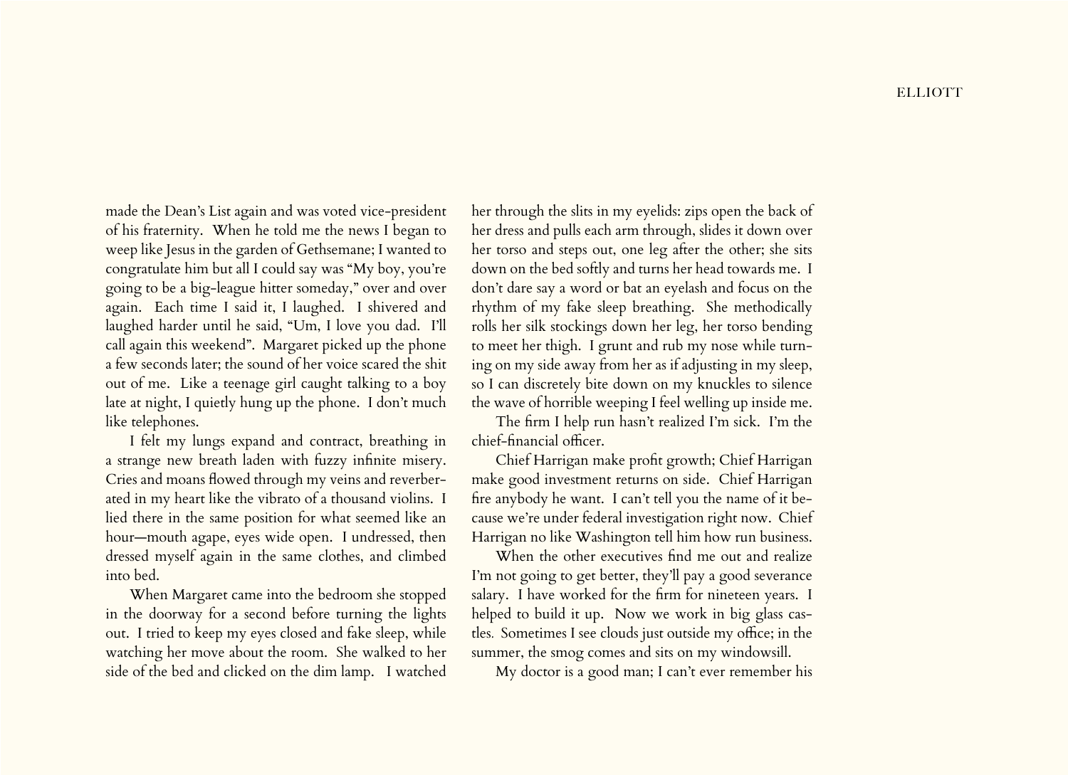made the Dean's List again and was voted vice-president of his fraternity. When he told me the news I began to weep like Jesus in the garden of Gethsemane; I wanted to congratulate him but all I could say was "My boy, you're going to be a big-league hitter someday," over and over again. Each time I said it, I laughed. I shivered and laughed harder until he said, "Um, I love you dad. I'll call again this weekend". Margaret picked up the phone a few seconds later; the sound of her voice scared the shit out of me. Like a teenage girl caught talking to a boy late at night, I quietly hung up the phone. I don't much like telephones.

I felt my lungs expand and contract, breathing in a strange new breath laden with fuzzy infinite misery. Cries and moans flowed through my veins and reverberated in my heart like the vibrato of a thousand violins. I lied there in the same position for what seemed like an hour—mouth agape, eyes wide open. I undressed, then dressed myself again in the same clothes, and climbed into bed.

When Margaret came into the bedroom she stopped in the doorway for a second before turning the lights out. I tried to keep my eyes closed and fake sleep, while watching her move about the room. She walked to her side of the bed and clicked on the dim lamp. I watched her through the slits in my eyelids: zips open the back of her dress and pulls each arm through, slides it down over her torso and steps out, one leg after the other; she sits down on the bed softly and turns her head towards me. I don't dare say a word or bat an eyelash and focus on the rhythm of my fake sleep breathing. She methodically rolls her silk stockings down her leg, her torso bending to meet her thigh. I grunt and rub my nose while turning on my side away from her as if adjusting in my sleep, so I can discretely bite down on my knuckles to silence the wave of horrible weeping I feel welling up inside me.

The firm I help run hasn't realized I'm sick. I'm the chief-financial officer.

Chief Harrigan make profit growth; Chief Harrigan make good investment returns on side. Chief Harrigan fire anybody he want. I can't tell you the name of it because we're under federal investigation right now. Chief Harrigan no like Washington tell him how run business.

When the other executives find me out and realize I'm not going to get better, they'll pay a good severance salary. I have worked for the firm for nineteen years. I helped to build it up. Now we work in big glass castles. Sometimes I see clouds just outside my office; in the summer, the smog comes and sits on my windowsill.

My doctor is a good man; I can't ever remember his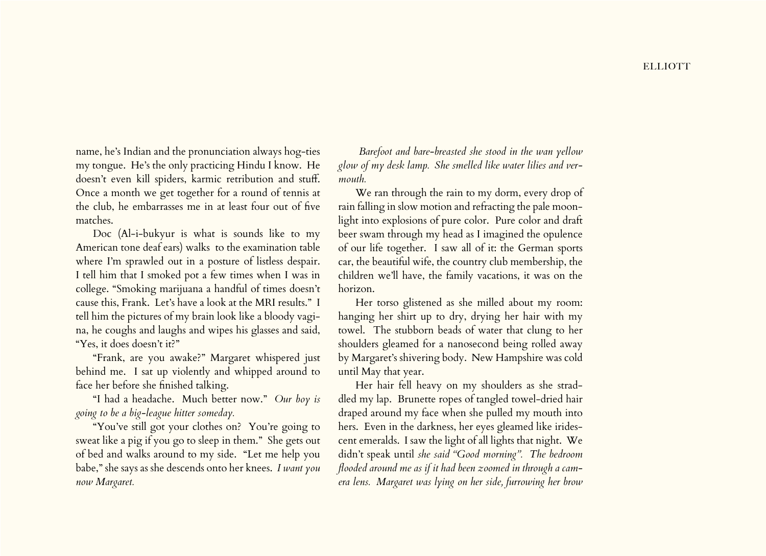name, he's Indian and the pronunciation always hog-ties my tongue. He's the only practicing Hindu I know. He doesn't even kill spiders, karmic retribution and stuff. Once a month we get together for a round of tennis at the club, he embarrasses me in at least four out of five matches.

Doc (Al-i-bukyur is what is sounds like to my American tone deaf ears) walks to the examination table where I'm sprawled out in a posture of listless despair. I tell him that I smoked pot a few times when I was in college. "Smoking marijuana a handful of times doesn't cause this, Frank. Let's have a look at the MRI results." I tell him the pictures of my brain look like a bloody vagina, he coughs and laughs and wipes his glasses and said, "Yes, it does doesn't it?"

"Frank, are you awake?" Margaret whispered just behind me. I sat up violently and whipped around to face her before she finished talking.

"I had a headache. Much better now." *Our boy is going to be a big-league hitter someday.*

"You've still got your clothes on? You're going to sweat like a pig if you go to sleep in them." She gets out of bed and walks around to my side. "Let me help you babe," she says as she descends onto her knees. *I want you now Margaret.*

*Barefoot and bare-breasted she stood in the wan yellow glow of my desk lamp. She smelled like water lilies and vermouth.*

We ran through the rain to my dorm, every drop of rain falling in slow motion and refracting the pale moonlight into explosions of pure color. Pure color and draft beer swam through my head as I imagined the opulence of our life together. I saw all of it: the German sports car, the beautiful wife, the country club membership, the children we'll have, the family vacations, it was on the horizon.

Her torso glistened as she milled about my room: hanging her shirt up to dry, drying her hair with my towel. The stubborn beads of water that clung to her shoulders gleamed for a nanosecond being rolled away by Margaret's shivering body. New Hampshire was cold until May that year.

Her hair fell heavy on my shoulders as she straddled my lap. Brunette ropes of tangled towel-dried hair draped around my face when she pulled my mouth into hers. Even in the darkness, her eyes gleamed like iridescent emeralds. I saw the light of all lights that night. We didn't speak until *she said "Good morning". The bedroom flooded around me as if it had been zoomed in through a camera lens. Margaret was lying on her side, furrowing her brow*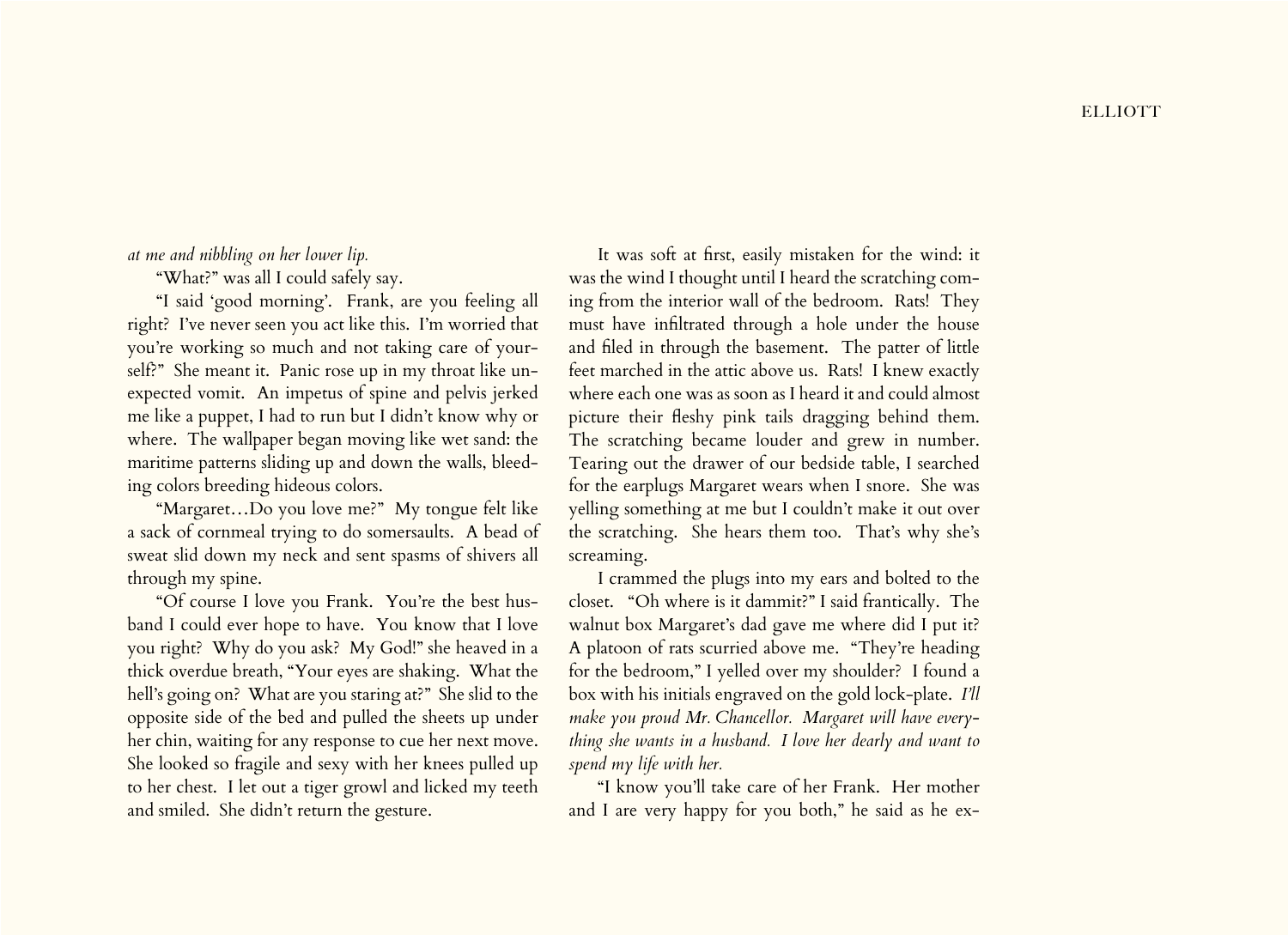*at me and nibbling on her lower lip.*

"What?" was all I could safely say.

"I said 'good morning'. Frank, are you feeling all right? I've never seen you act like this. I'm worried that you're working so much and not taking care of yourself?" She meant it. Panic rose up in my throat like unexpected vomit. An impetus of spine and pelvis jerked me like a puppet, I had to run but I didn't know why or where. The wallpaper began moving like wet sand: the maritime patterns sliding up and down the walls, bleeding colors breeding hideous colors.

"Margaret…Do you love me?" My tongue felt like a sack of cornmeal trying to do somersaults. A bead of sweat slid down my neck and sent spasms of shivers all through my spine.

"Of course I love you Frank. You're the best husband I could ever hope to have. You know that I love you right? Why do you ask? My God!" she heaved in a thick overdue breath, "Your eyes are shaking. What the hell's going on? What are you staring at?" She slid to the opposite side of the bed and pulled the sheets up under her chin, waiting for any response to cue her next move. She looked so fragile and sexy with her knees pulled up to her chest. I let out a tiger growl and licked my teeth and smiled. She didn't return the gesture.

It was soft at first, easily mistaken for the wind: it was the wind I thought until I heard the scratching coming from the interior wall of the bedroom. Rats! They must have infiltrated through a hole under the house and filed in through the basement. The patter of little feet marched in the attic above us. Rats! I knew exactly where each one was as soon as I heard it and could almost picture their fleshy pink tails dragging behind them. The scratching became louder and grew in number. Tearing out the drawer of our bedside table, I searched for the earplugs Margaret wears when I snore. She was yelling something at me but I couldn't make it out over the scratching. She hears them too. That's why she's screaming.

I crammed the plugs into my ears and bolted to the closet. "Oh where is it dammit?" I said frantically. The walnut box Margaret's dad gave me where did I put it? A platoon of rats scurried above me. "They're heading for the bedroom," I yelled over my shoulder? I found a box with his initials engraved on the gold lock-plate. *I'll make you proud Mr. Chancellor. Margaret will have everything she wants in a husband. I love her dearly and want to spend my life with her.*

"I know you'll take care of her Frank. Her mother and I are very happy for you both," he said as he ex-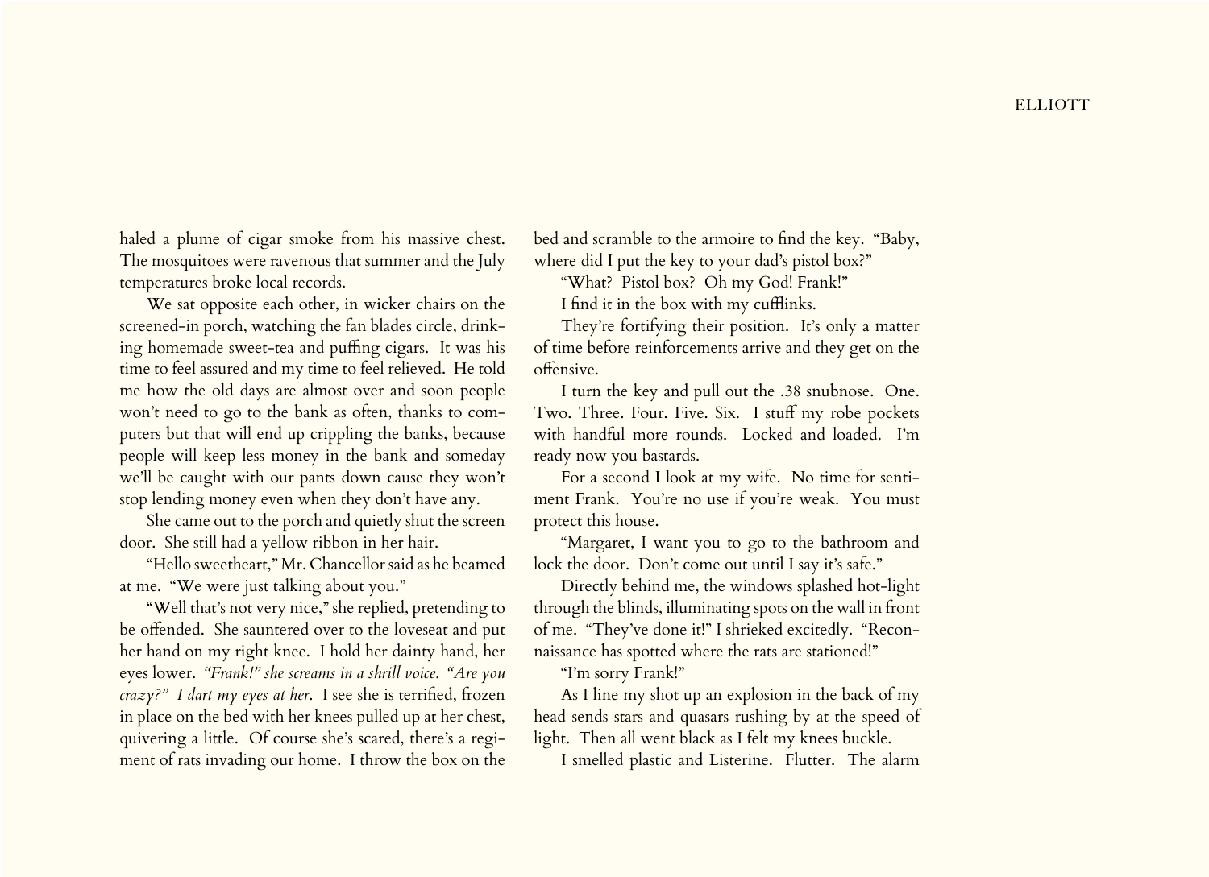haled a plume of cigar smoke from his massive chest. The mosquitoes were ravenous that summer and the July temperatures broke local records.

We sat opposite each other, in wicker chairs on the screened-in porch, watching the fan blades circle, drinking homemade sweet-tea and puffing cigars. It was his time to feel assured and my time to feel relieved. He told me how the old days are almost over and soon people won't need to go to the bank as often, thanks to computers but that will end up crippling the banks, because people will keep less money in the bank and someday we'll be caught with our pants down cause they won't stop lending money even when they don't have any.

She came out to the porch and quietly shut the screen door. She still had a yellow ribbon in her hair.

"Hello sweetheart," Mr. Chancellor said as he beamed at me. "We were just talking about you."

"Well that's not very nice," she replied, pretending to be offended. She sauntered over to the loveseat and put her hand on my right knee. I hold her dainty hand, her eyes lower. *"Frank!" she screams in a shrill voice. "Are you crazy?" I dart my eyes at her.* I see she is terrified, frozen in place on the bed with her knees pulled up at her chest, quivering a little. Of course she's scared, there's a regiment of rats invading our home. I throw the box on the bed and scramble to the armoire to find the key. "Baby, where did I put the key to your dad's pistol box?"

"What? Pistol box? Oh my God! Frank!"

I find it in the box with my cufflinks.

They're fortifying their position. It's only a matter of time before reinforcements arrive and they get on the offensive.

I turn the key and pull out the .38 snubnose. One. Two. Three. Four. Five. Six. I stuff my robe pockets with handful more rounds. Locked and loaded. I'm ready now you bastards.

For a second I look at my wife. No time for sentiment Frank. You're no use if you're weak. You must protect this house.

"Margaret, I want you to go to the bathroom and lock the door. Don't come out until I say it's safe."

Directly behind me, the windows splashed hot-light through the blinds, illuminating spots on the wall in front of me. "They've done it!" I shrieked excitedly. "Reconnaissance has spotted where the rats are stationed!"

"I'm sorry Frank!"

As I line my shot up an explosion in the back of my head sends stars and quasars rushing by at the speed of light. Then all went black as I felt my knees buckle.

I smelled plastic and Listerine. Flutter. The alarm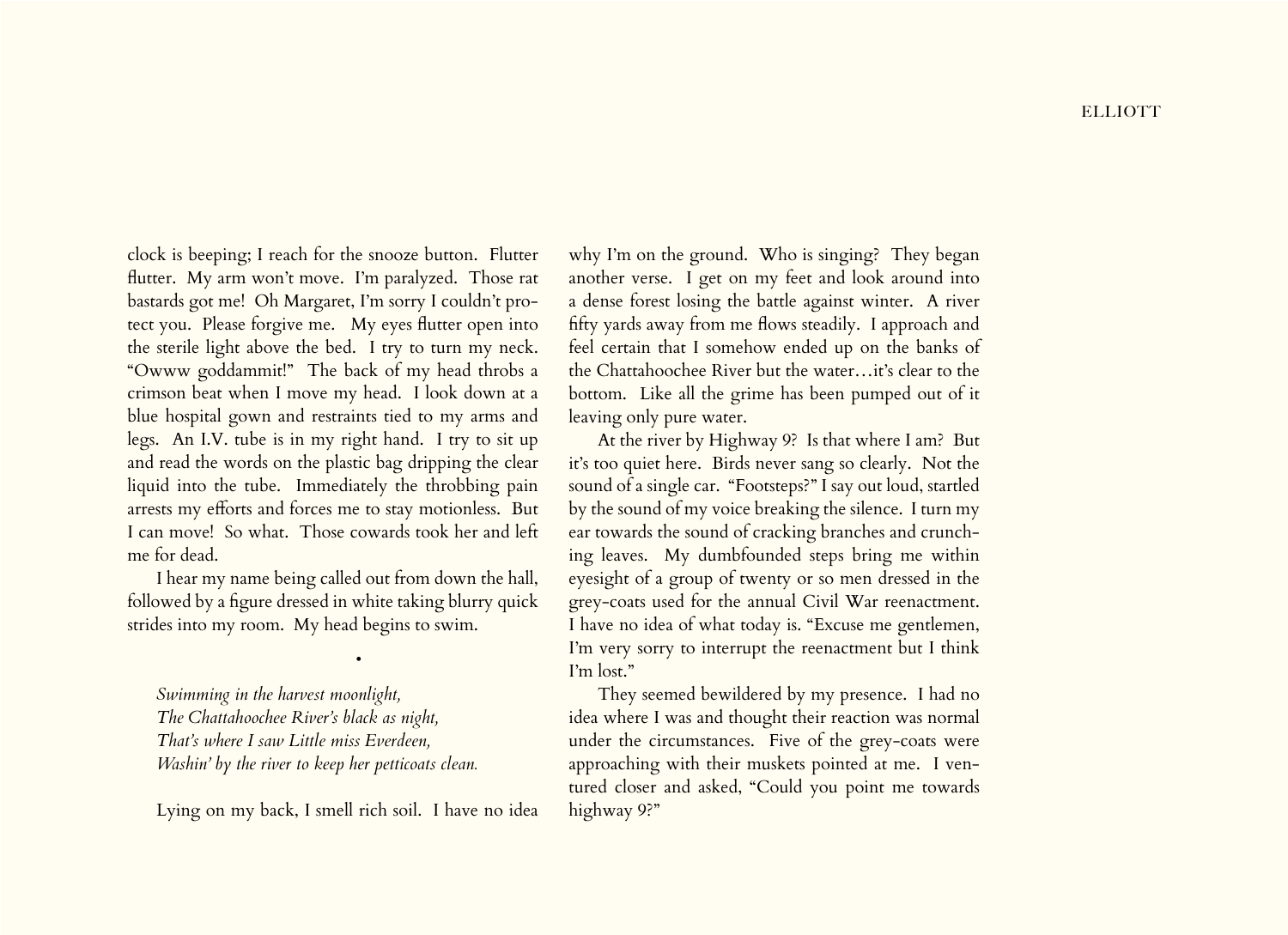clock is beeping; I reach for the snooze button. Flutter flutter. My arm won't move. I'm paralyzed. Those rat bastards got me! Oh Margaret, I'm sorry I couldn't protect you. Please forgive me. My eyes flutter open into the sterile light above the bed. I try to turn my neck. "Owww goddammit!" The back of my head throbs a crimson beat when I move my head. I look down at a blue hospital gown and restraints tied to my arms and legs. An I.V. tube is in my right hand. I try to sit up and read the words on the plastic bag dripping the clear liquid into the tube. Immediately the throbbing pain arrests my efforts and forces me to stay motionless. But I can move! So what. Those cowards took her and left me for dead.

I hear my name being called out from down the hall, followed by a figure dressed in white taking blurry quick strides into my room. My head begins to swim.

•

*Swimming in the harvest moonlight,*
*The Chattahoochee River's black as night,*
*That's where I saw Little miss Everdeen,*
*Washin' by the river to keep her petticoats clean.*

Lying on my back, I smell rich soil. I have no idea why I'm on the ground. Who is singing? They began another verse. I get on my feet and look around into a dense forest losing the battle against winter. A river fifty yards away from me flows steadily. I approach and feel certain that I somehow ended up on the banks of the Chattahoochee River but the water…it's clear to the bottom. Like all the grime has been pumped out of it leaving only pure water.

At the river by Highway 9? Is that where I am? But it's too quiet here. Birds never sang so clearly. Not the sound of a single car. "Footsteps?" I say out loud, startled by the sound of my voice breaking the silence. I turn my ear towards the sound of cracking branches and crunching leaves. My dumbfounded steps bring me within eyesight of a group of twenty or so men dressed in the grey-coats used for the annual Civil War reenactment. I have no idea of what today is. "Excuse me gentlemen, I'm very sorry to interrupt the reenactment but I think I'm lost."

They seemed bewildered by my presence. I had no idea where I was and thought their reaction was normal under the circumstances. Five of the grey-coats were approaching with their muskets pointed at me. I ventured closer and asked, "Could you point me towards highway 9?"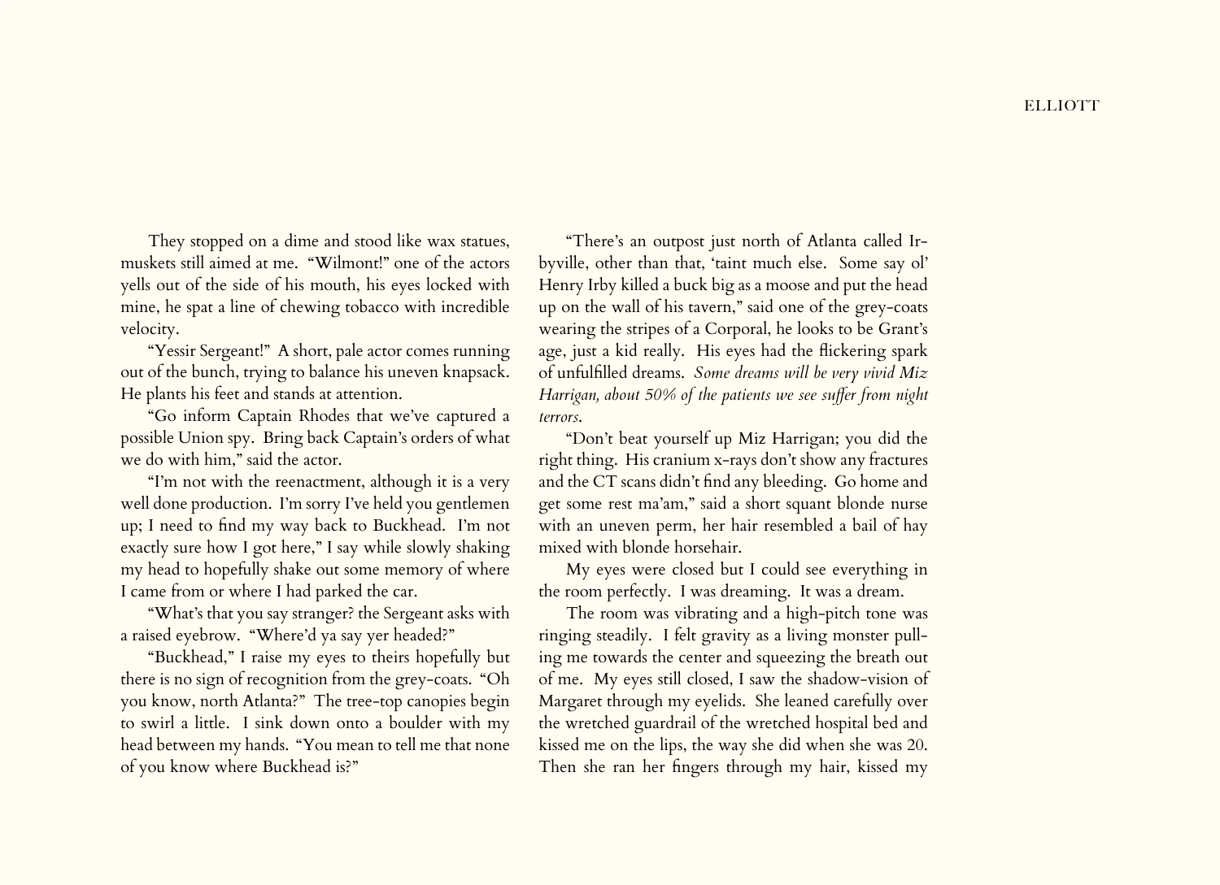They stopped on a dime and stood like wax statues, muskets still aimed at me. "Wilmont!" one of the actors yells out of the side of his mouth, his eyes locked with mine, he spat a line of chewing tobacco with incredible velocity.

"Yessir Sergeant!" A short, pale actor comes running out of the bunch, trying to balance his uneven knapsack. He plants his feet and stands at attention.

"Go inform Captain Rhodes that we've captured a possible Union spy. Bring back Captain's orders of what we do with him," said the actor.

"I'm not with the reenactment, although it is a very well done production. I'm sorry I've held you gentlemen up; I need to find my way back to Buckhead. I'm not exactly sure how I got here," I say while slowly shaking my head to hopefully shake out some memory of where I came from or where I had parked the car.

"What's that you say stranger? the Sergeant asks with a raised eyebrow. "Where'd ya say yer headed?"

"Buckhead," I raise my eyes to theirs hopefully but there is no sign of recognition from the grey-coats. "Oh you know, north Atlanta?" The tree-top canopies begin to swirl a little. I sink down onto a boulder with my head between my hands. "You mean to tell me that none of you know where Buckhead is?"

"There's an outpost just north of Atlanta called Irbyville, other than that, 'taint much else. Some say ol' Henry Irby killed a buck big as a moose and put the head up on the wall of his tavern," said one of the grey-coats wearing the stripes of a Corporal, he looks to be Grant's age, just a kid really. His eyes had the flickering spark of unfulfilled dreams. *Some dreams will be very vivid Miz Harrigan, about 50% of the patients we see suffer from night terrors.*

"Don't beat yourself up Miz Harrigan; you did the right thing. His cranium x-rays don't show any fractures and the CT scans didn't find any bleeding. Go home and get some rest ma'am," said a short squant blonde nurse with an uneven perm, her hair resembled a bail of hay mixed with blonde horsehair.

My eyes were closed but I could see everything in the room perfectly. I was dreaming. It was a dream.

The room was vibrating and a high-pitch tone was ringing steadily. I felt gravity as a living monster pulling me towards the center and squeezing the breath out of me. My eyes still closed, I saw the shadow-vision of Margaret through my eyelids. She leaned carefully over the wretched guardrail of the wretched hospital bed and kissed me on the lips, the way she did when she was 20. Then she ran her fingers through my hair, kissed my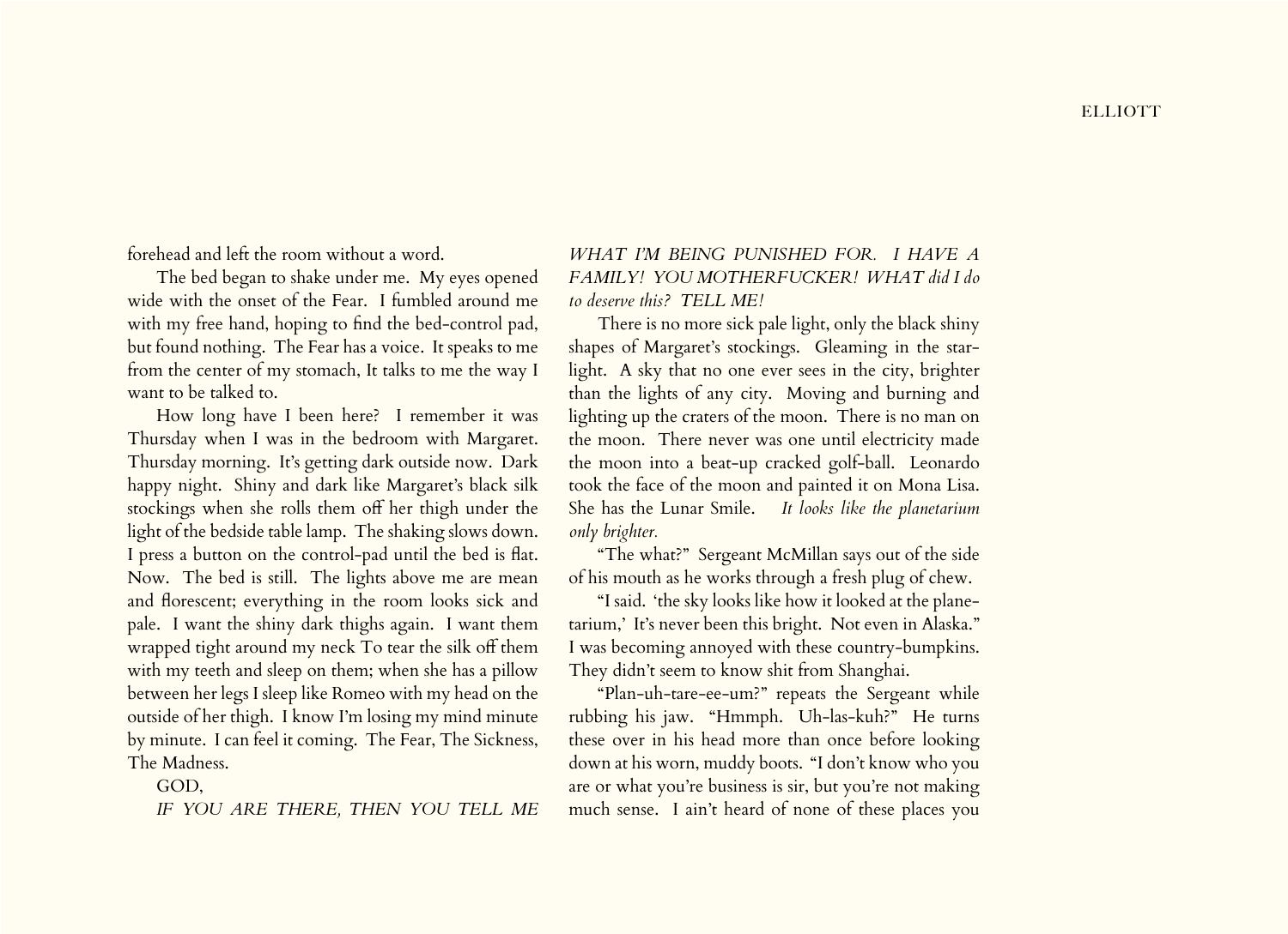forehead and left the room without a word.

The bed began to shake under me. My eyes opened wide with the onset of the Fear. I fumbled around me with my free hand, hoping to find the bed-control pad, but found nothing. The Fear has a voice. It speaks to me from the center of my stomach, It talks to me the way I want to be talked to.

How long have I been here? I remember it was Thursday when I was in the bedroom with Margaret. Thursday morning. It's getting dark outside now. Dark happy night. Shiny and dark like Margaret's black silk stockings when she rolls them off her thigh under the light of the bedside table lamp. The shaking slows down. I press a button on the control-pad until the bed is flat. Now. The bed is still. The lights above me are mean and florescent; everything in the room looks sick and pale. I want the shiny dark thighs again. I want them wrapped tight around my neck To tear the silk off them with my teeth and sleep on them; when she has a pillow between her legs I sleep like Romeo with my head on the outside of her thigh. I know I'm losing my mind minute by minute. I can feel it coming. The Fear, The Sickness, The Madness.

GOD,

*IF YOU ARE THERE, THEN YOU TELL ME WHAT I'M BEING PUNISHED FOR. I HAVE A FAMILY! YOU MOTHERFUCKER! WHAT did I do to deserve this? TELL ME!*

There is no more sick pale light, only the black shiny shapes of Margaret's stockings. Gleaming in the starlight. A sky that no one ever sees in the city, brighter than the lights of any city. Moving and burning and lighting up the craters of the moon. There is no man on the moon. There never was one until electricity made the moon into a beat-up cracked golf-ball. Leonardo took the face of the moon and painted it on Mona Lisa. She has the Lunar Smile. *It looks like the planetarium only brighter.*

"The what?" Sergeant McMillan says out of the side of his mouth as he works through a fresh plug of chew.

"I said. 'the sky looks like how it looked at the planetarium,' It's never been this bright. Not even in Alaska." I was becoming annoyed with these country-bumpkins. They didn't seem to know shit from Shanghai.

"Plan-uh-tare-ee-um?" repeats the Sergeant while rubbing his jaw. "Hmmph. Uh-las-kuh?" He turns these over in his head more than once before looking down at his worn, muddy boots. "I don't know who you are or what you're business is sir, but you're not making much sense. I ain't heard of none of these places you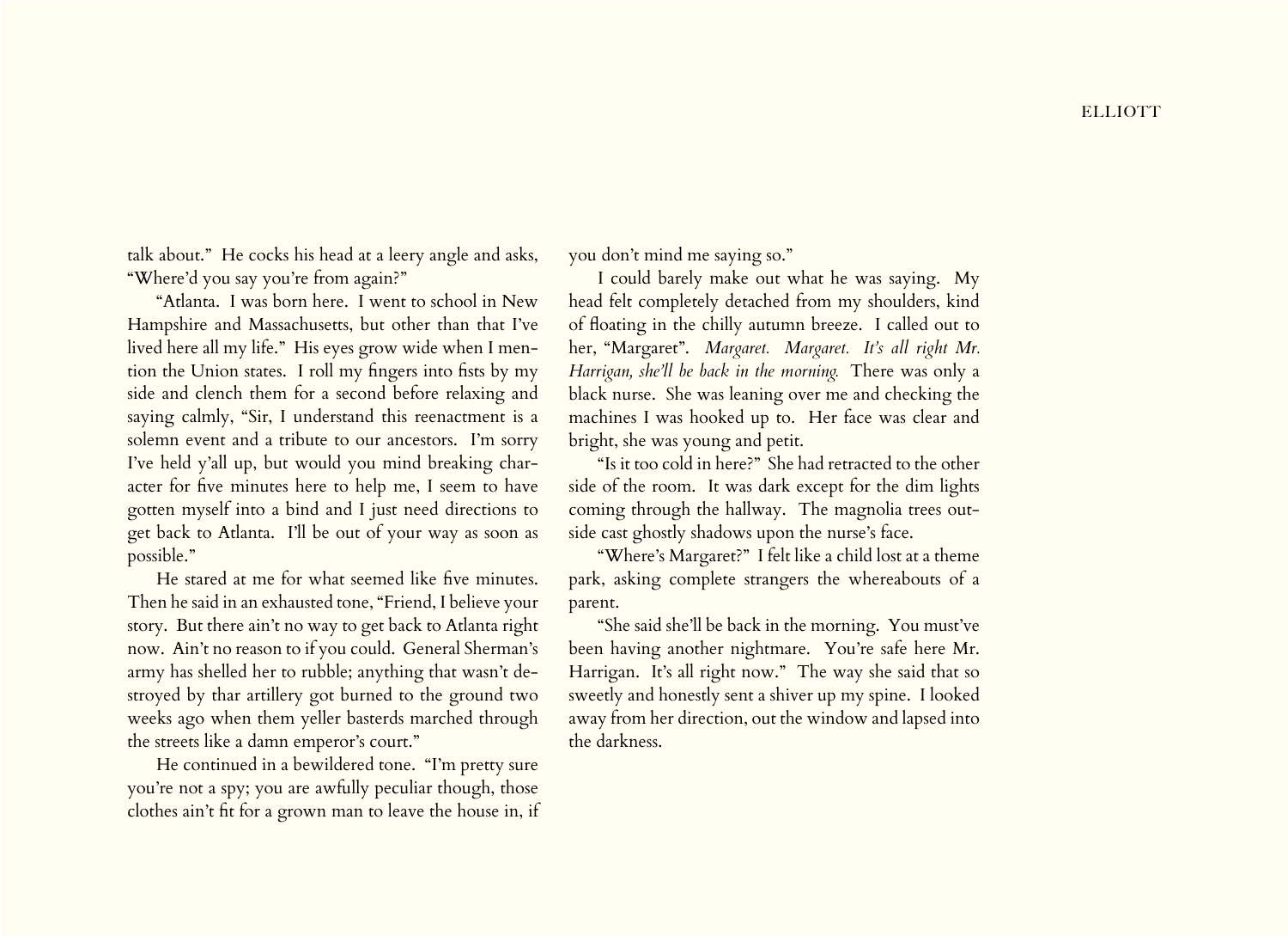talk about." He cocks his head at a leery angle and asks, "Where'd you say you're from again?"

"Atlanta. I was born here. I went to school in New Hampshire and Massachusetts, but other than that I've lived here all my life." His eyes grow wide when I mention the Union states. I roll my fingers into fists by my side and clench them for a second before relaxing and saying calmly, "Sir, I understand this reenactment is a solemn event and a tribute to our ancestors. I'm sorry I've held y'all up, but would you mind breaking character for five minutes here to help me, I seem to have gotten myself into a bind and I just need directions to get back to Atlanta. I'll be out of your way as soon as possible."

He stared at me for what seemed like five minutes. Then he said in an exhausted tone, "Friend, I believe your story. But there ain't no way to get back to Atlanta right now. Ain't no reason to if you could. General Sherman's army has shelled her to rubble; anything that wasn't destroyed by thar artillery got burned to the ground two weeks ago when them yeller basterds marched through the streets like a damn emperor's court."

He continued in a bewildered tone. "I'm pretty sure you're not a spy; you are awfully peculiar though, those clothes ain't fit for a grown man to leave the house in, if you don't mind me saying so."

I could barely make out what he was saying. My head felt completely detached from my shoulders, kind of floating in the chilly autumn breeze. I called out to her, "Margaret". *Margaret. Margaret. It's all right Mr. Harrigan, she'll be back in the morning.* There was only a black nurse. She was leaning over me and checking the machines I was hooked up to. Her face was clear and bright, she was young and petit.

"Is it too cold in here?" She had retracted to the other side of the room. It was dark except for the dim lights coming through the hallway. The magnolia trees outside cast ghostly shadows upon the nurse's face.

"Where's Margaret?" I felt like a child lost at a theme park, asking complete strangers the whereabouts of a parent.

"She said she'll be back in the morning. You must've been having another nightmare. You're safe here Mr. Harrigan. It's all right now." The way she said that so sweetly and honestly sent a shiver up my spine. I looked away from her direction, out the window and lapsed into the darkness.